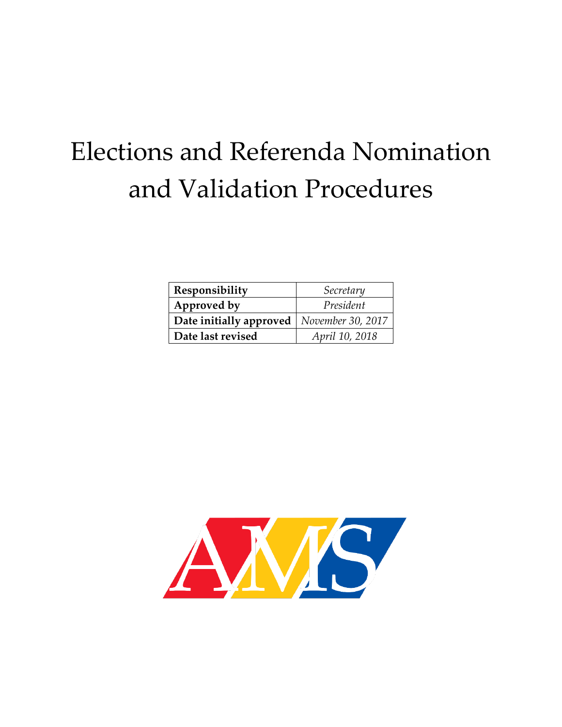# Elections and Referenda Nomination and Validation Procedures

| | |
|---|---|
| **Responsibility** | *Secretary* |
| **Approved by** | *President* |
| **Date initially approved** | *November 30, 2017* |
| **Date last revised** | *April 10, 2018* |

AMS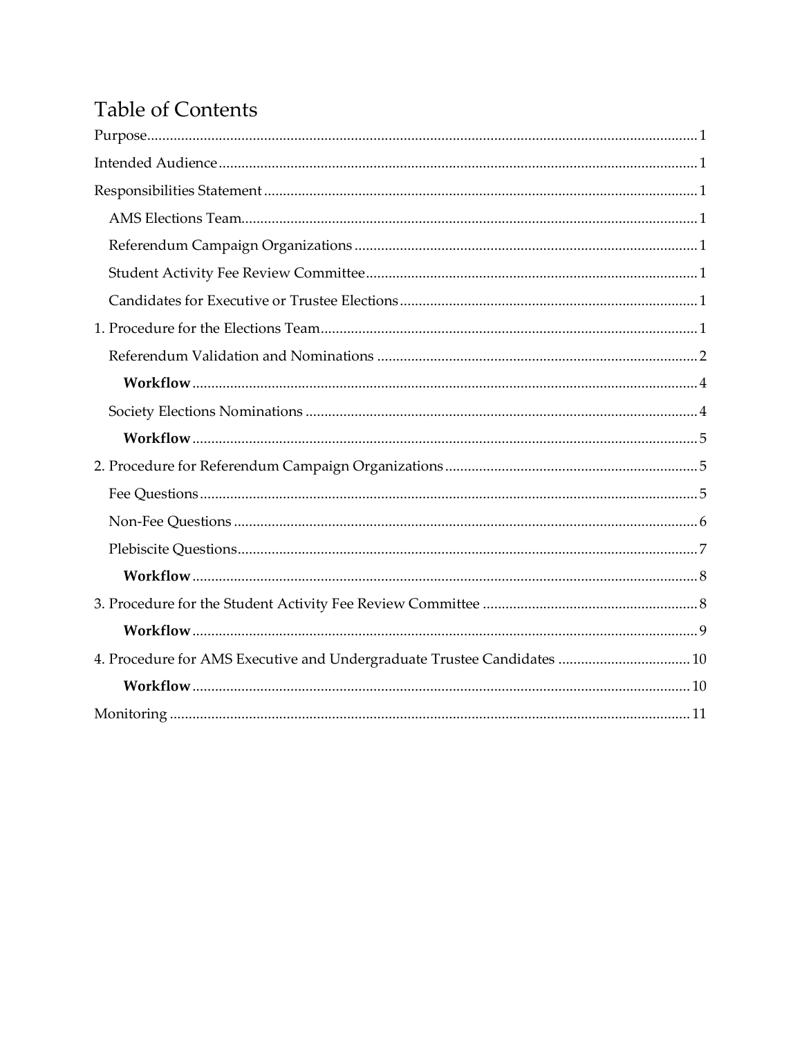# Table of Contents

Purpose ........................................................................ 1

Intended Audience ........................................................................ 1

Responsibilities Statement ........................................................................ 1

- AMS Elections Team ........................................................................ 1
- Referendum Campaign Organizations ........................................................................ 1
- Student Activity Fee Review Committee ........................................................................ 1
- Candidates for Executive or Trustee Elections ........................................................................ 1

1. Procedure for the Elections Team ........................................................................ 1
   - Referendum Validation and Nominations ........................................................................ 2
     - **Workflow** ........................................................................ 4
   - Society Elections Nominations ........................................................................ 4
     - **Workflow** ........................................................................ 5
2. Procedure for Referendum Campaign Organizations ........................................................................ 5
   - Fee Questions ........................................................................ 5
   - Non-Fee Questions ........................................................................ 6
   - Plebiscite Questions ........................................................................ 7
     - **Workflow** ........................................................................ 8
3. Procedure for the Student Activity Fee Review Committee ........................................................................ 8
     - **Workflow** ........................................................................ 9
4. Procedure for AMS Executive and Undergraduate Trustee Candidates ........................................................................ 10
     - **Workflow** ........................................................................ 10

Monitoring ........................................................................ 11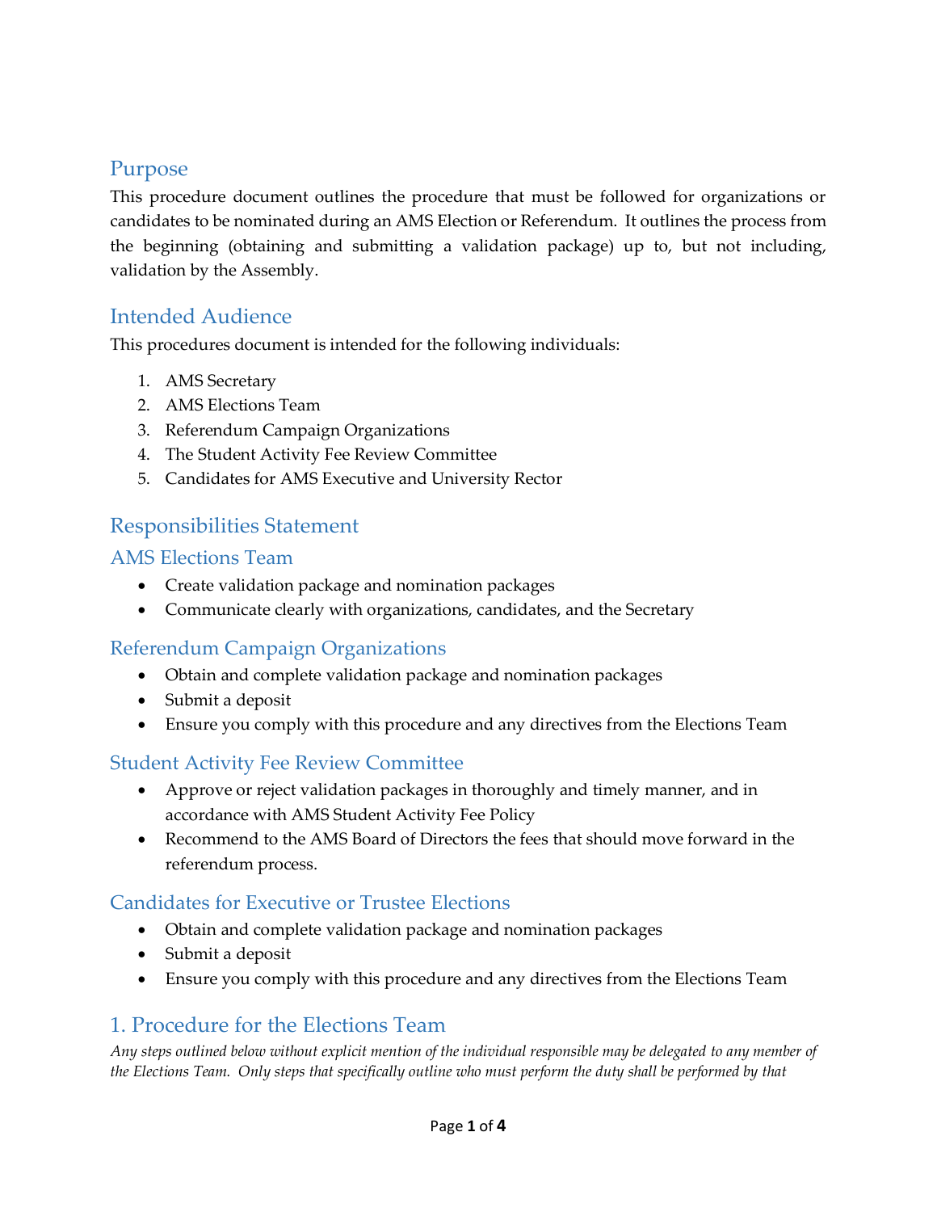## Purpose

This procedure document outlines the procedure that must be followed for organizations or candidates to be nominated during an AMS Election or Referendum. It outlines the process from the beginning (obtaining and submitting a validation package) up to, but not including, validation by the Assembly.

## Intended Audience

This procedures document is intended for the following individuals:

1. AMS Secretary
2. AMS Elections Team
3. Referendum Campaign Organizations
4. The Student Activity Fee Review Committee
5. Candidates for AMS Executive and University Rector

## Responsibilities Statement

### AMS Elections Team

- Create validation package and nomination packages
- Communicate clearly with organizations, candidates, and the Secretary

### Referendum Campaign Organizations

- Obtain and complete validation package and nomination packages
- Submit a deposit
- Ensure you comply with this procedure and any directives from the Elections Team

### Student Activity Fee Review Committee

- Approve or reject validation packages in thoroughly and timely manner, and in accordance with AMS Student Activity Fee Policy
- Recommend to the AMS Board of Directors the fees that should move forward in the referendum process.

### Candidates for Executive or Trustee Elections

- Obtain and complete validation package and nomination packages
- Submit a deposit
- Ensure you comply with this procedure and any directives from the Elections Team

## 1. Procedure for the Elections Team

*Any steps outlined below without explicit mention of the individual responsible may be delegated to any member of the Elections Team. Only steps that specifically outline who must perform the duty shall be performed by that*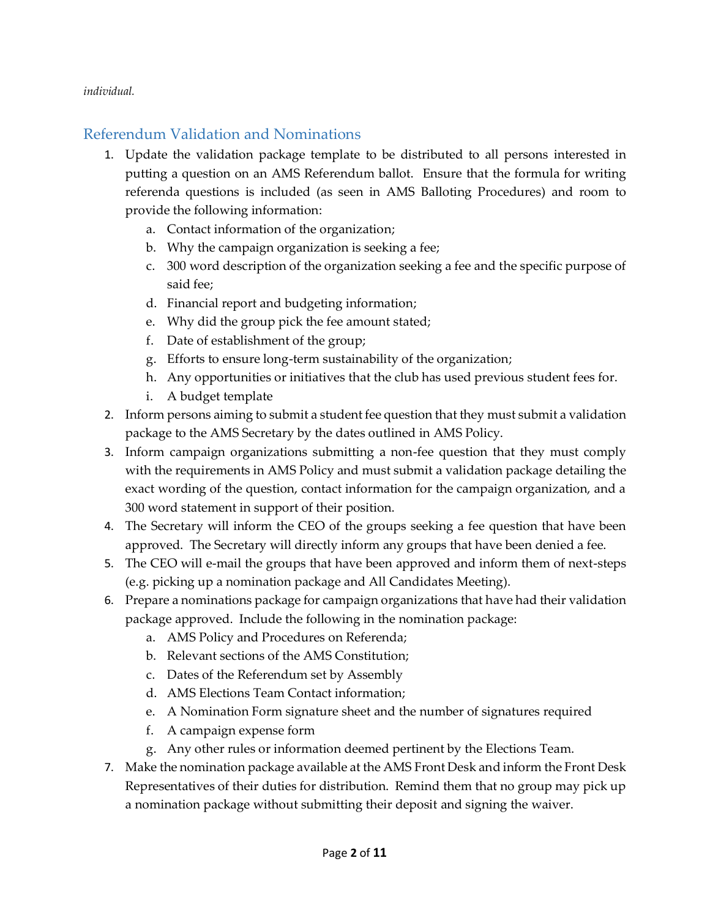*individual.*

## Referendum Validation and Nominations

1. Update the validation package template to be distributed to all persons interested in putting a question on an AMS Referendum ballot. Ensure that the formula for writing referenda questions is included (as seen in AMS Balloting Procedures) and room to provide the following information:
    a. Contact information of the organization;
    b. Why the campaign organization is seeking a fee;
    c. 300 word description of the organization seeking a fee and the specific purpose of said fee;
    d. Financial report and budgeting information;
    e. Why did the group pick the fee amount stated;
    f. Date of establishment of the group;
    g. Efforts to ensure long-term sustainability of the organization;
    h. Any opportunities or initiatives that the club has used previous student fees for.
    i. A budget template
2. Inform persons aiming to submit a student fee question that they must submit a validation package to the AMS Secretary by the dates outlined in AMS Policy.
3. Inform campaign organizations submitting a non-fee question that they must comply with the requirements in AMS Policy and must submit a validation package detailing the exact wording of the question, contact information for the campaign organization, and a 300 word statement in support of their position.
4. The Secretary will inform the CEO of the groups seeking a fee question that have been approved. The Secretary will directly inform any groups that have been denied a fee.
5. The CEO will e-mail the groups that have been approved and inform them of next-steps (e.g. picking up a nomination package and All Candidates Meeting).
6. Prepare a nominations package for campaign organizations that have had their validation package approved. Include the following in the nomination package:
    a. AMS Policy and Procedures on Referenda;
    b. Relevant sections of the AMS Constitution;
    c. Dates of the Referendum set by Assembly
    d. AMS Elections Team Contact information;
    e. A Nomination Form signature sheet and the number of signatures required
    f. A campaign expense form
    g. Any other rules or information deemed pertinent by the Elections Team.
7. Make the nomination package available at the AMS Front Desk and inform the Front Desk Representatives of their duties for distribution. Remind them that no group may pick up a nomination package without submitting their deposit and signing the waiver.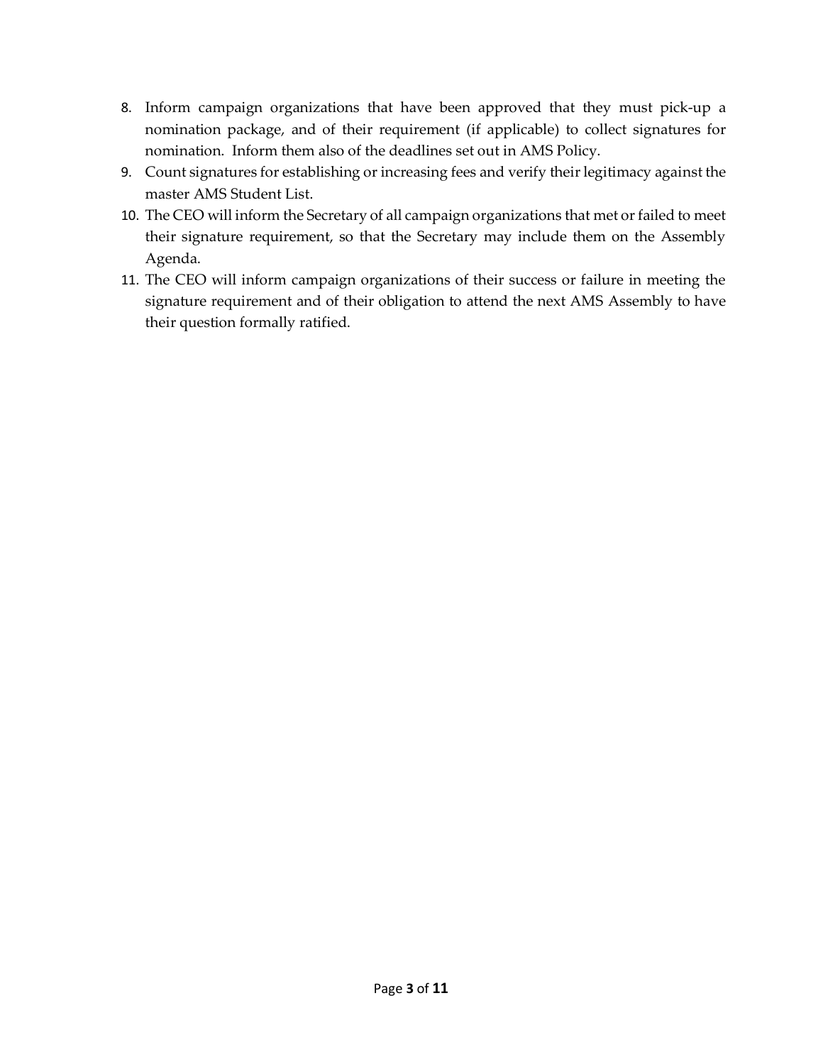8. Inform campaign organizations that have been approved that they must pick-up a nomination package, and of their requirement (if applicable) to collect signatures for nomination. Inform them also of the deadlines set out in AMS Policy.
9. Count signatures for establishing or increasing fees and verify their legitimacy against the master AMS Student List.
10. The CEO will inform the Secretary of all campaign organizations that met or failed to meet their signature requirement, so that the Secretary may include them on the Assembly Agenda.
11. The CEO will inform campaign organizations of their success or failure in meeting the signature requirement and of their obligation to attend the next AMS Assembly to have their question formally ratified.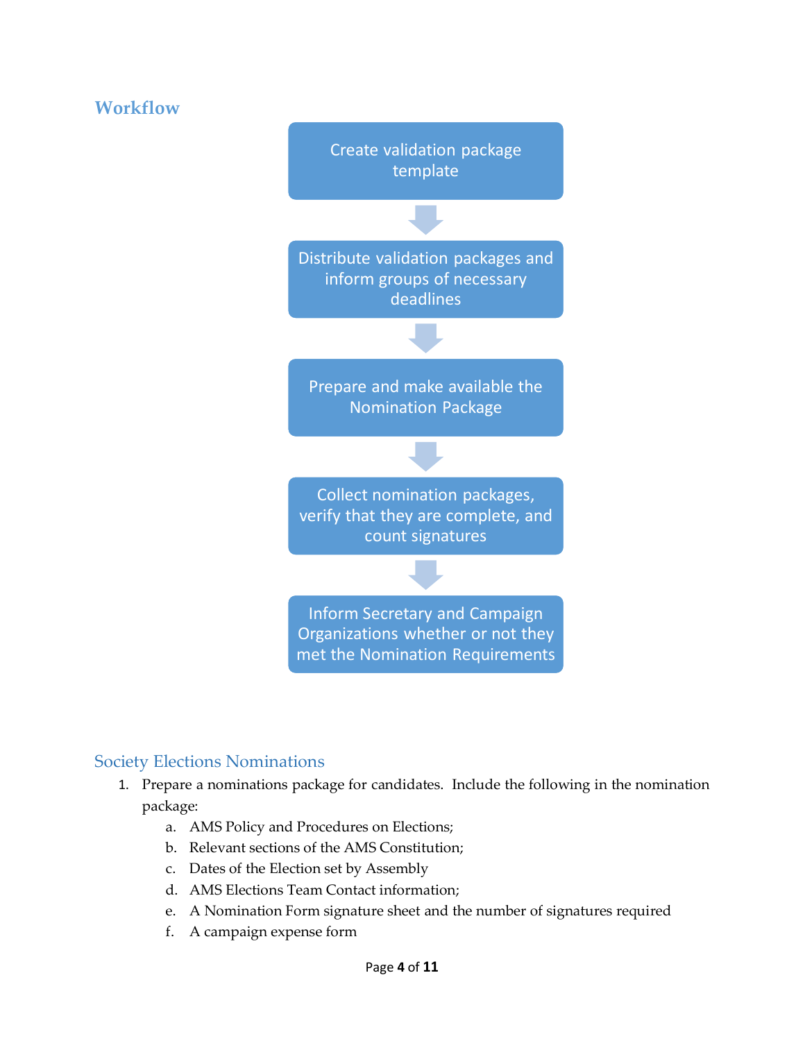## Workflow

Create validation package template

↓

Distribute validation packages and inform groups of necessary deadlines

↓

Prepare and make available the Nomination Package

↓

Collect nomination packages, verify that they are complete, and count signatures

↓

Inform Secretary and Campaign Organizations whether or not they met the Nomination Requirements

### Society Elections Nominations

1. Prepare a nominations package for candidates. Include the following in the nomination package:
   a. AMS Policy and Procedures on Elections;
   b. Relevant sections of the AMS Constitution;
   c. Dates of the Election set by Assembly
   d. AMS Elections Team Contact information;
   e. A Nomination Form signature sheet and the number of signatures required
   f. A campaign expense form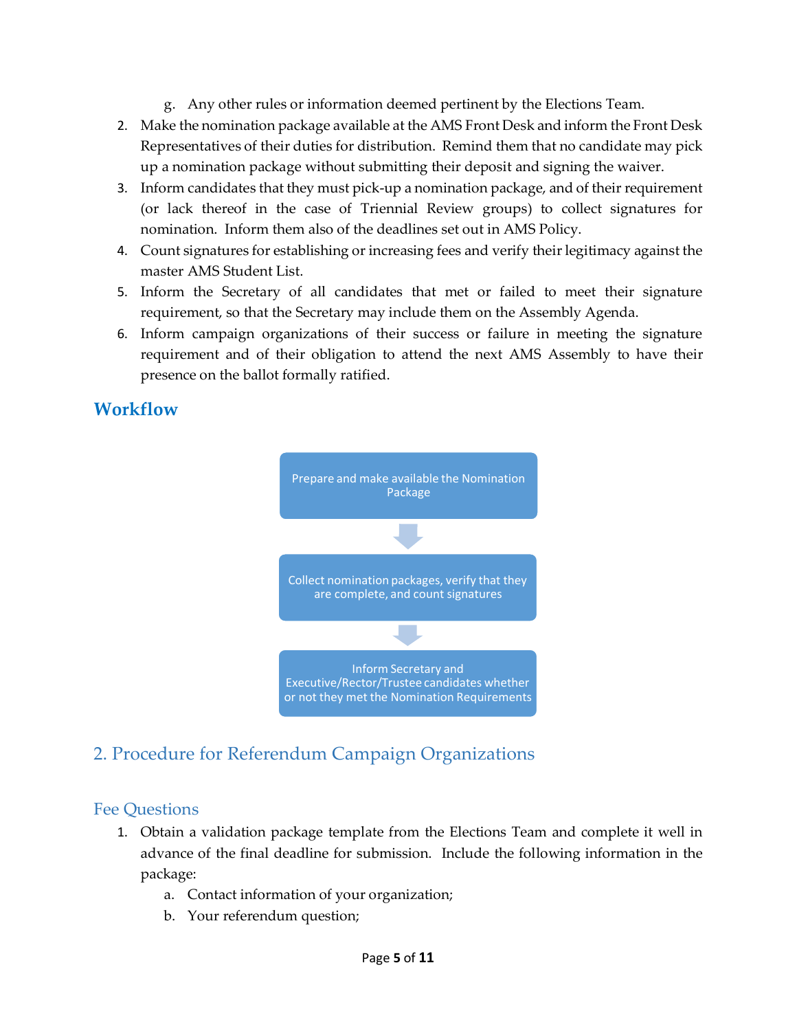g. Any other rules or information deemed pertinent by the Elections Team.

2. Make the nomination package available at the AMS Front Desk and inform the Front Desk Representatives of their duties for distribution. Remind them that no candidate may pick up a nomination package without submitting their deposit and signing the waiver.
3. Inform candidates that they must pick-up a nomination package, and of their requirement (or lack thereof in the case of Triennial Review groups) to collect signatures for nomination. Inform them also of the deadlines set out in AMS Policy.
4. Count signatures for establishing or increasing fees and verify their legitimacy against the master AMS Student List.
5. Inform the Secretary of all candidates that met or failed to meet their signature requirement, so that the Secretary may include them on the Assembly Agenda.
6. Inform campaign organizations of their success or failure in meeting the signature requirement and of their obligation to attend the next AMS Assembly to have their presence on the ballot formally ratified.

### Workflow

Prepare and make available the Nomination Package

↓

Collect nomination packages, verify that they are complete, and count signatures

↓

Inform Secretary and Executive/Rector/Trustee candidates whether or not they met the Nomination Requirements

## 2. Procedure for Referendum Campaign Organizations

### Fee Questions

1. Obtain a validation package template from the Elections Team and complete it well in advance of the final deadline for submission. Include the following information in the package:
   a. Contact information of your organization;
   b. Your referendum question;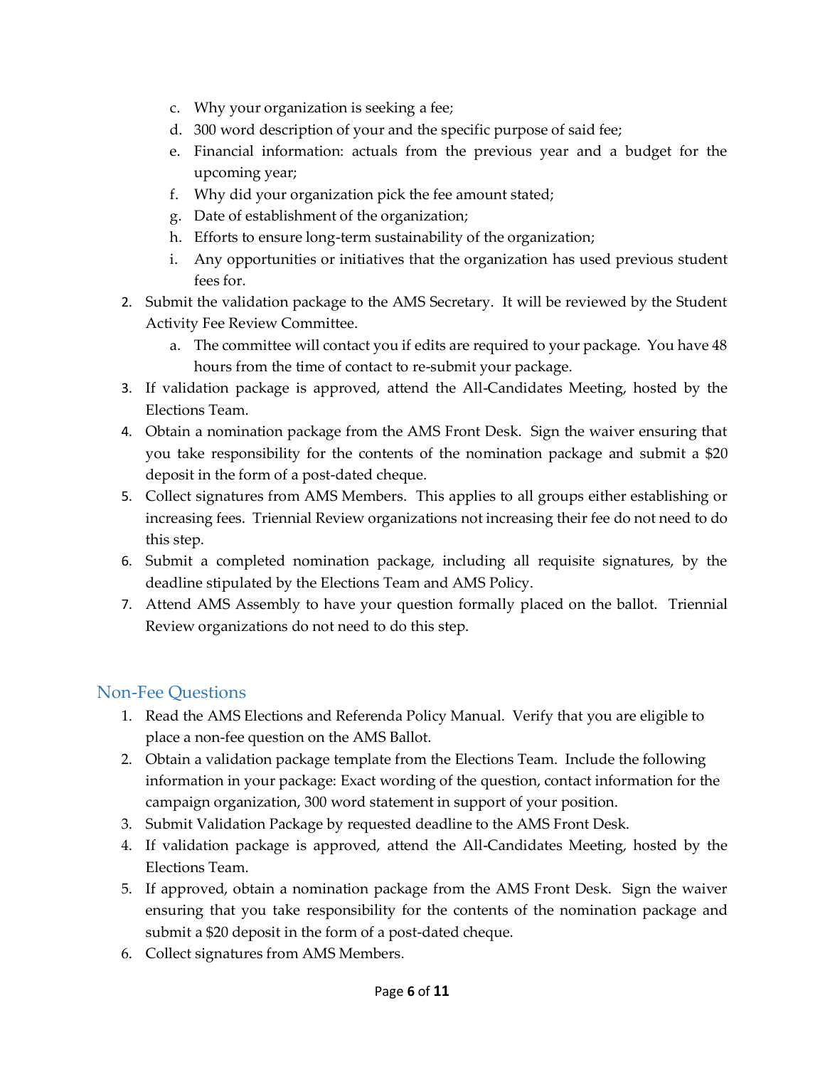c. Why your organization is seeking a fee;
   d. 300 word description of your and the specific purpose of said fee;
   e. Financial information: actuals from the previous year and a budget for the upcoming year;
   f. Why did your organization pick the fee amount stated;
   g. Date of establishment of the organization;
   h. Efforts to ensure long-term sustainability of the organization;
   i. Any opportunities or initiatives that the organization has used previous student fees for.
2. Submit the validation package to the AMS Secretary. It will be reviewed by the Student Activity Fee Review Committee.
   a. The committee will contact you if edits are required to your package. You have 48 hours from the time of contact to re-submit your package.
3. If validation package is approved, attend the All-Candidates Meeting, hosted by the Elections Team.
4. Obtain a nomination package from the AMS Front Desk. Sign the waiver ensuring that you take responsibility for the contents of the nomination package and submit a $20 deposit in the form of a post-dated cheque.
5. Collect signatures from AMS Members. This applies to all groups either establishing or increasing fees. Triennial Review organizations not increasing their fee do not need to do this step.
6. Submit a completed nomination package, including all requisite signatures, by the deadline stipulated by the Elections Team and AMS Policy.
7. Attend AMS Assembly to have your question formally placed on the ballot. Triennial Review organizations do not need to do this step.

## Non-Fee Questions

1. Read the AMS Elections and Referenda Policy Manual. Verify that you are eligible to place a non-fee question on the AMS Ballot.
2. Obtain a validation package template from the Elections Team. Include the following information in your package: Exact wording of the question, contact information for the campaign organization, 300 word statement in support of your position.
3. Submit Validation Package by requested deadline to the AMS Front Desk.
4. If validation package is approved, attend the All-Candidates Meeting, hosted by the Elections Team.
5. If approved, obtain a nomination package from the AMS Front Desk. Sign the waiver ensuring that you take responsibility for the contents of the nomination package and submit a $20 deposit in the form of a post-dated cheque.
6. Collect signatures from AMS Members.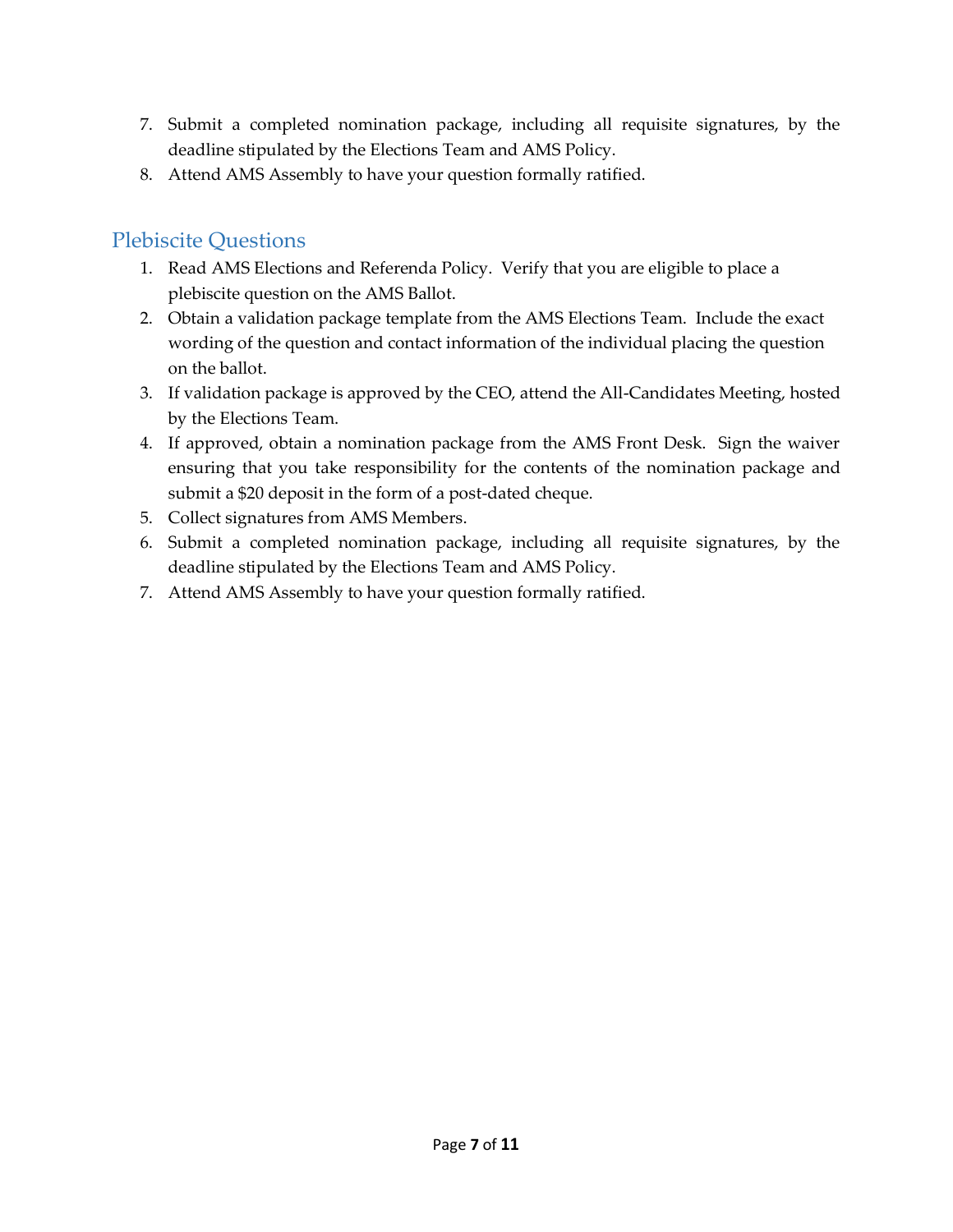7. Submit a completed nomination package, including all requisite signatures, by the deadline stipulated by the Elections Team and AMS Policy.
8. Attend AMS Assembly to have your question formally ratified.

## Plebiscite Questions

1. Read AMS Elections and Referenda Policy. Verify that you are eligible to place a plebiscite question on the AMS Ballot.
2. Obtain a validation package template from the AMS Elections Team. Include the exact wording of the question and contact information of the individual placing the question on the ballot.
3. If validation package is approved by the CEO, attend the All-Candidates Meeting, hosted by the Elections Team.
4. If approved, obtain a nomination package from the AMS Front Desk. Sign the waiver ensuring that you take responsibility for the contents of the nomination package and submit a $20 deposit in the form of a post-dated cheque.
5. Collect signatures from AMS Members.
6. Submit a completed nomination package, including all requisite signatures, by the deadline stipulated by the Elections Team and AMS Policy.
7. Attend AMS Assembly to have your question formally ratified.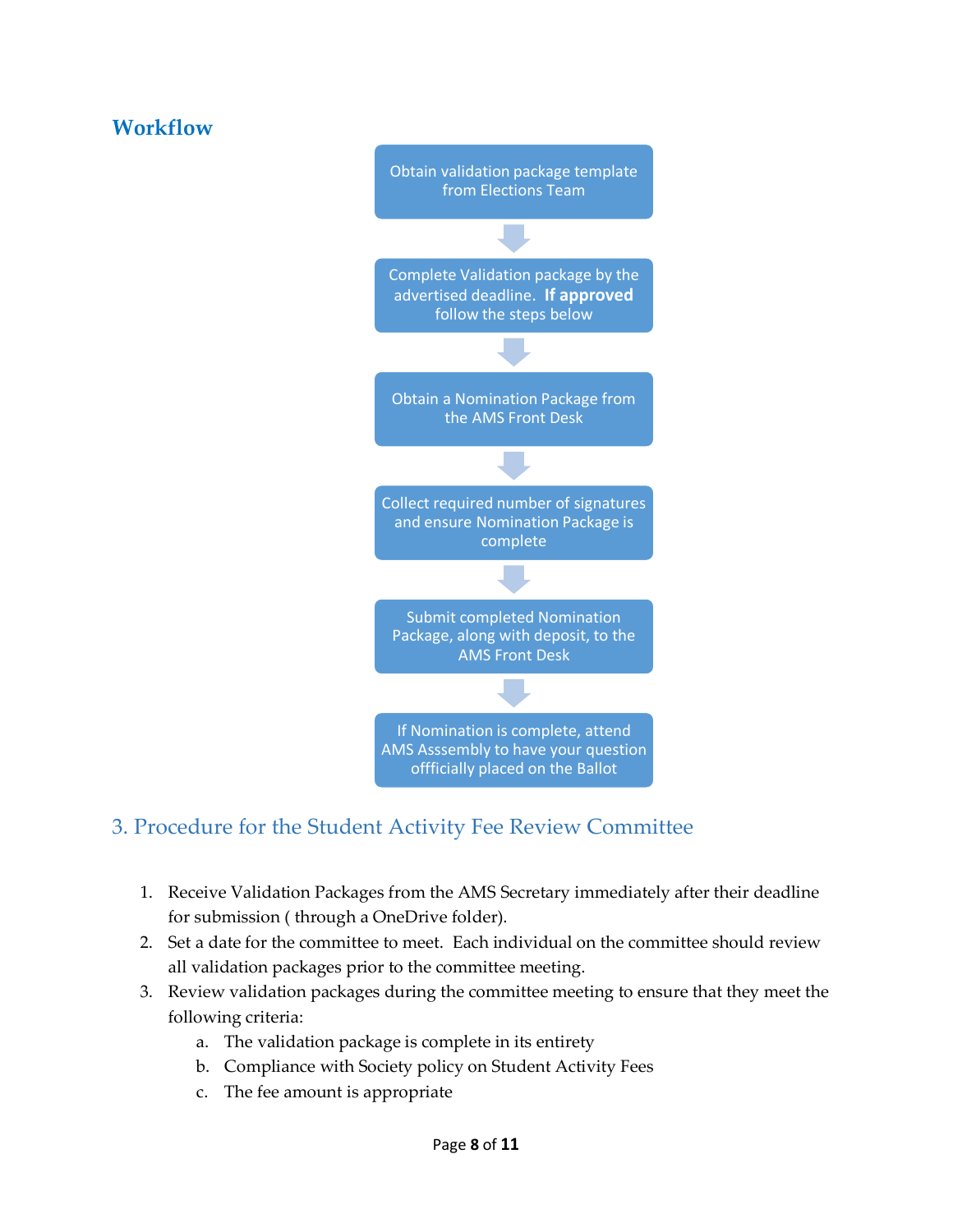## Workflow

Obtain validation package template from Elections Team

↓

Complete Validation package by the advertised deadline. **If approved** follow the steps below

↓

Obtain a Nomination Package from the AMS Front Desk

↓

Collect required number of signatures and ensure Nomination Package is complete

↓

Submit completed Nomination Package, along with deposit, to the AMS Front Desk

↓

If Nomination is complete, attend AMS Asssembly to have your question offficially placed on the Ballot

## 3. Procedure for the Student Activity Fee Review Committee

1. Receive Validation Packages from the AMS Secretary immediately after their deadline for submission ( through a OneDrive folder).
2. Set a date for the committee to meet. Each individual on the committee should review all validation packages prior to the committee meeting.
3. Review validation packages during the committee meeting to ensure that they meet the following criteria:
   a. The validation package is complete in its entirety
   b. Compliance with Society policy on Student Activity Fees
   c. The fee amount is appropriate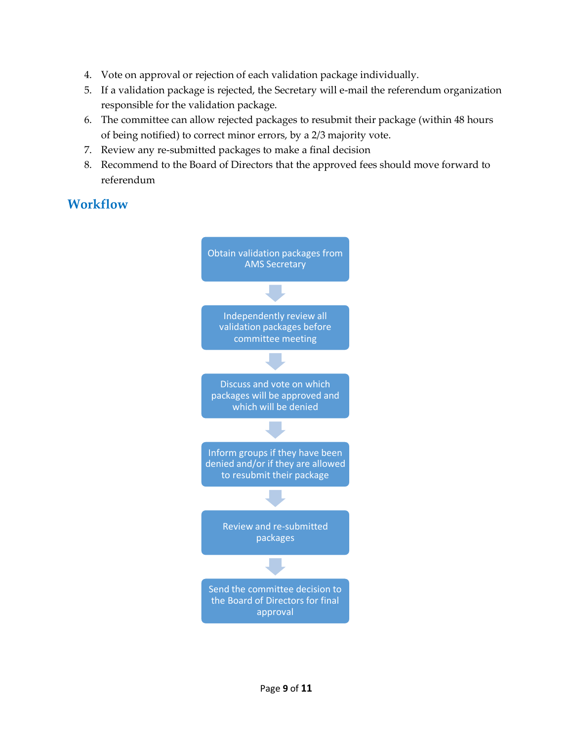4. Vote on approval or rejection of each validation package individually.
5. If a validation package is rejected, the Secretary will e-mail the referendum organization responsible for the validation package.
6. The committee can allow rejected packages to resubmit their package (within 48 hours of being notified) to correct minor errors, by a 2/3 majority vote.
7. Review any re-submitted packages to make a final decision
8. Recommend to the Board of Directors that the approved fees should move forward to referendum

## Workflow

Obtain validation packages from AMS Secretary

↓

Independently review all validation packages before committee meeting

↓

Discuss and vote on which packages will be approved and which will be denied

↓

Inform groups if they have been denied and/or if they are allowed to resubmit their package

↓

Review and re-submitted packages

↓

Send the committee decision to the Board of Directors for final approval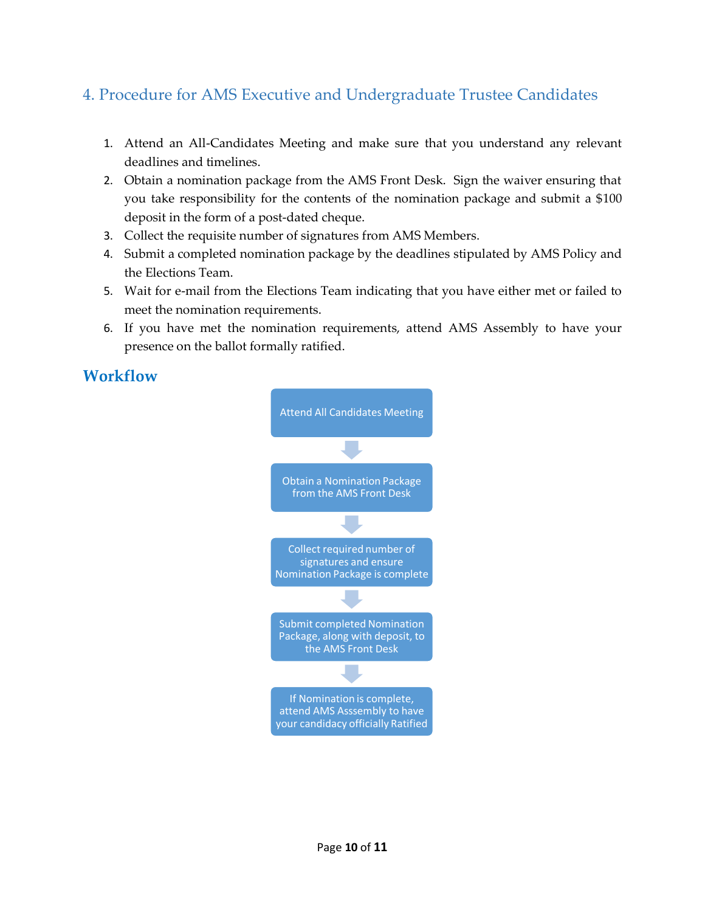## 4. Procedure for AMS Executive and Undergraduate Trustee Candidates

1. Attend an All-Candidates Meeting and make sure that you understand any relevant deadlines and timelines.
2. Obtain a nomination package from the AMS Front Desk. Sign the waiver ensuring that you take responsibility for the contents of the nomination package and submit a $100 deposit in the form of a post-dated cheque.
3. Collect the requisite number of signatures from AMS Members.
4. Submit a completed nomination package by the deadlines stipulated by AMS Policy and the Elections Team.
5. Wait for e-mail from the Elections Team indicating that you have either met or failed to meet the nomination requirements.
6. If you have met the nomination requirements, attend AMS Assembly to have your presence on the ballot formally ratified.

### Workflow

Attend All Candidates Meeting

↓

Obtain a Nomination Package from the AMS Front Desk

↓

Collect required number of signatures and ensure Nomination Package is complete

↓

Submit completed Nomination Package, along with deposit, to the AMS Front Desk

↓

If Nomination is complete, attend AMS Asssembly to have your candidacy officially Ratified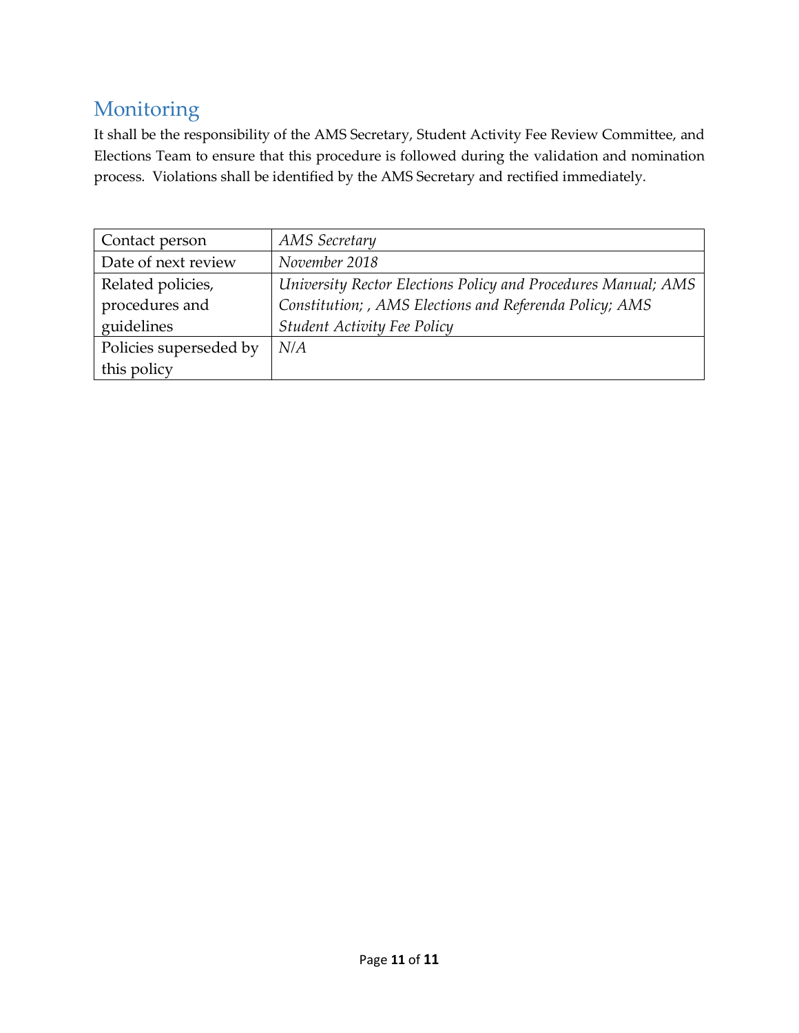## Monitoring

It shall be the responsibility of the AMS Secretary, Student Activity Fee Review Committee, and Elections Team to ensure that this procedure is followed during the validation and nomination process. Violations shall be identified by the AMS Secretary and rectified immediately.

| | |
|---|---|
| Contact person | *AMS Secretary* |
| Date of next review | *November 2018* |
| Related policies, procedures and guidelines | *University Rector Elections Policy and Procedures Manual; AMS Constitution; , AMS Elections and Referenda Policy; AMS Student Activity Fee Policy* |
| Policies superseded by this policy | *N/A* |